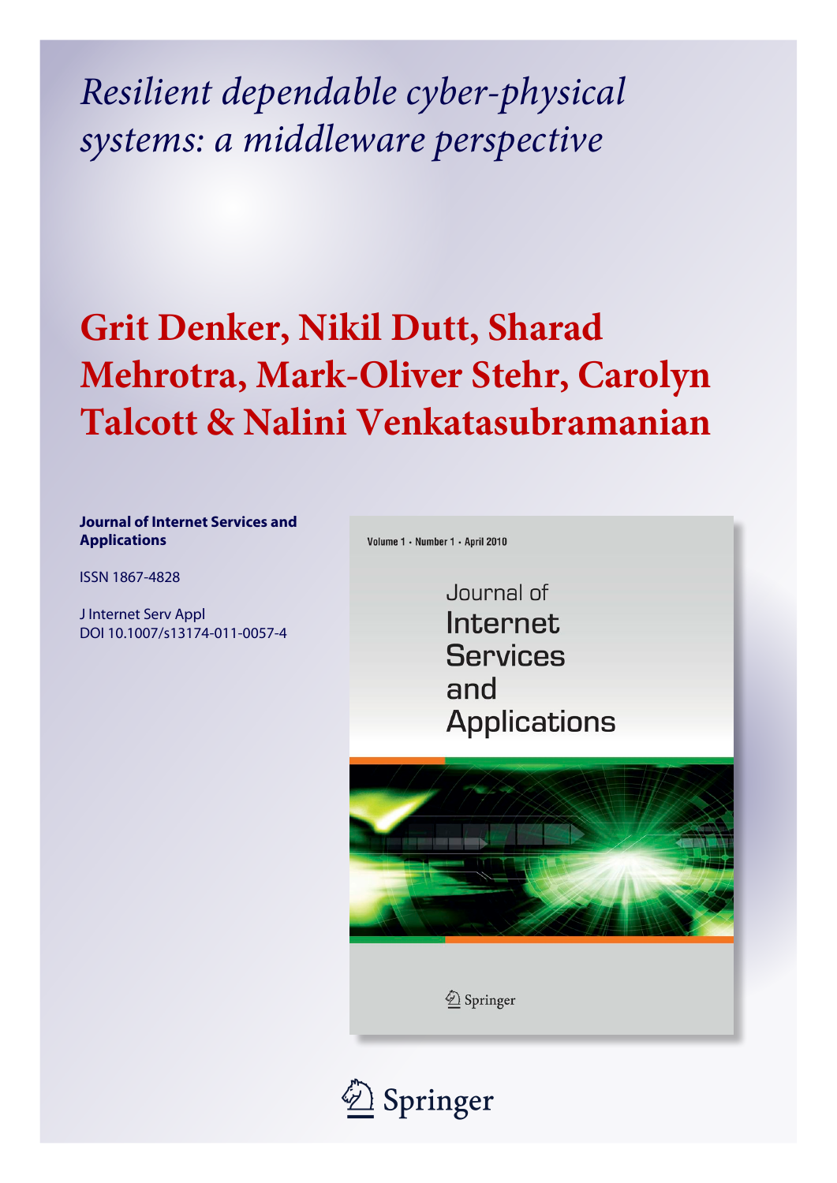# *Resilient dependable cyber-physical systems: a middleware perspective*

## Grit Denker, Nikil Dutt, Sharad Mehrotra, Mark-Oliver Stehr, Carolyn Talcott & Nalini Venkatasubramanian

**Journal of Internet Services and Applications**

ISSN 1867-4828

J Internet Serv Appl
DOI 10.1007/s13174-011-0057-4

Volume 1 · Number 1 · April 2010

Journal of Internet Services and Applications

Springer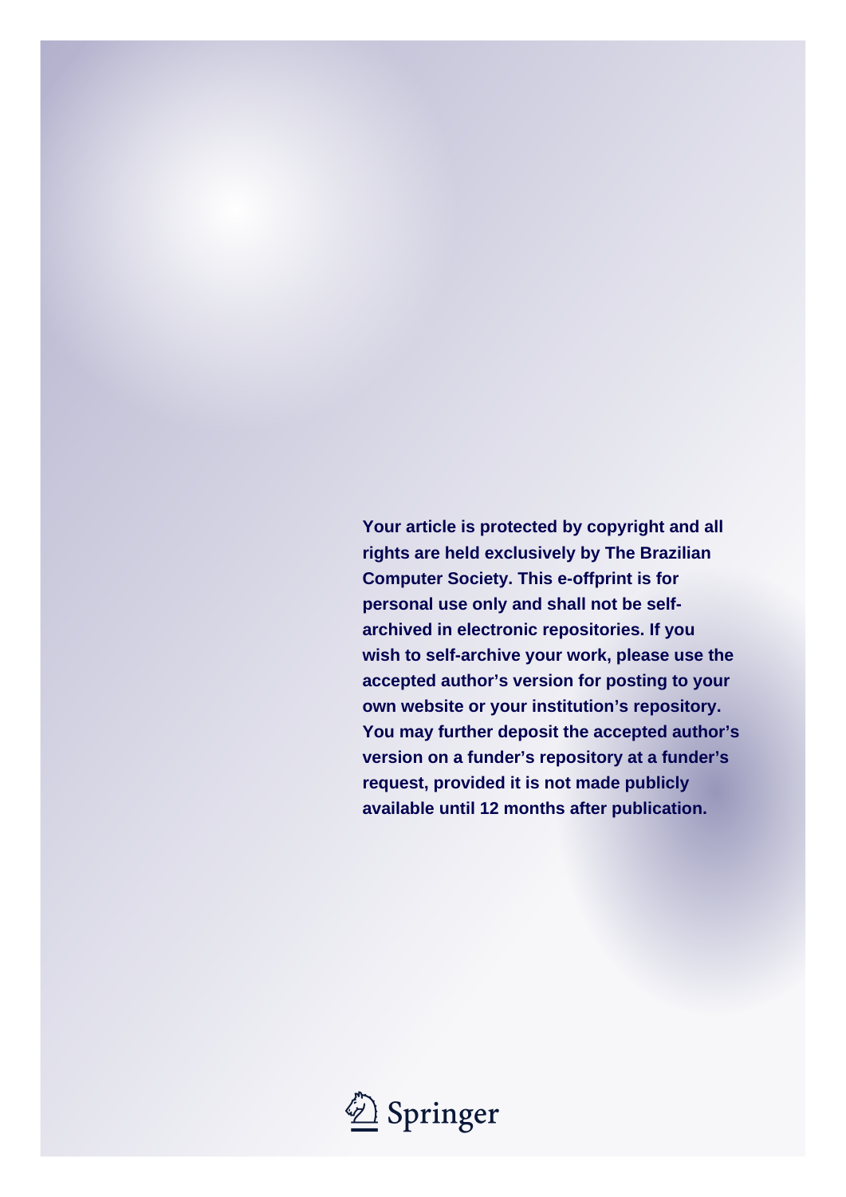**Your article is protected by copyright and all rights are held exclusively by The Brazilian Computer Society. This e-offprint is for personal use only and shall not be self-archived in electronic repositories. If you wish to self-archive your work, please use the accepted author's version for posting to your own website or your institution's repository. You may further deposit the accepted author's version on a funder's repository at a funder's request, provided it is not made publicly available until 12 months after publication.**

Springer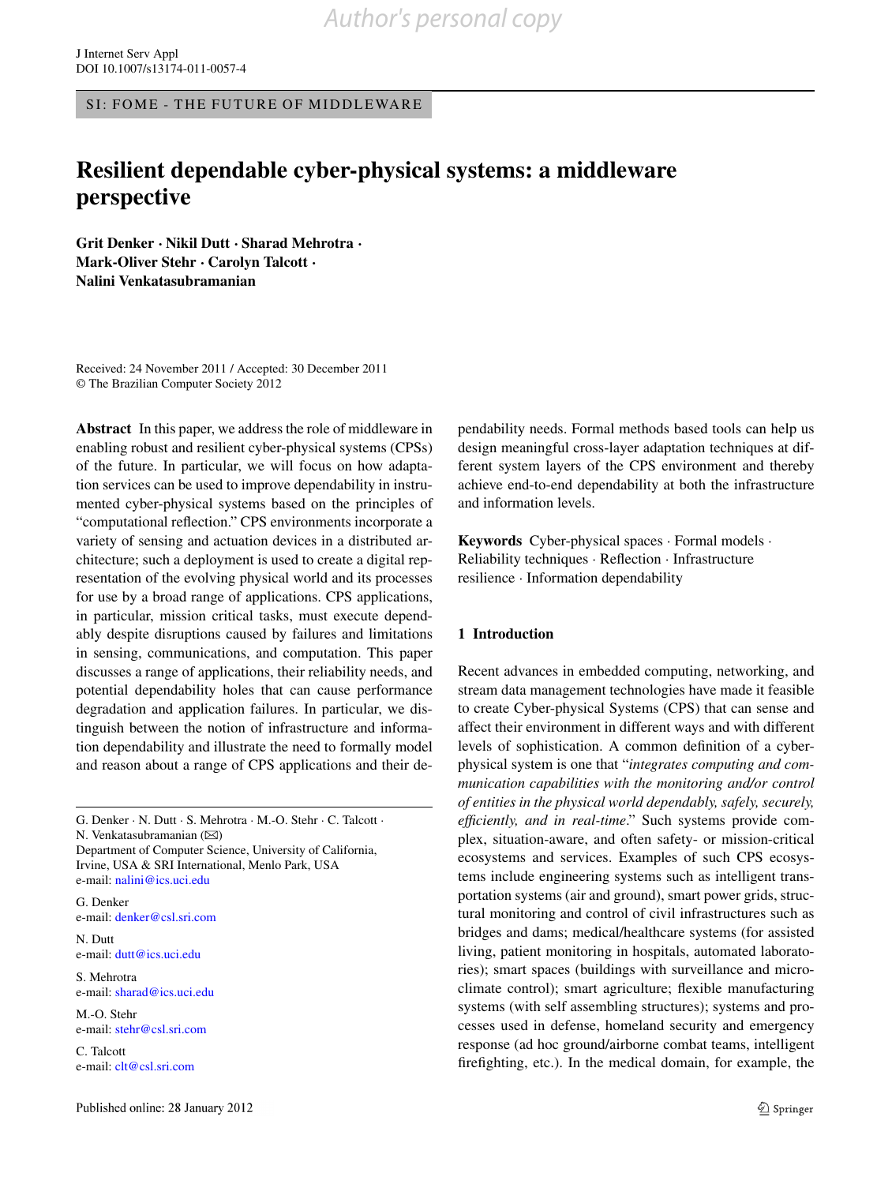Author's personal copy

# Resilient dependable cyber-physical systems: a middleware perspective

**Grit Denker · Nikil Dutt · Sharad Mehrotra · Mark-Oliver Stehr · Carolyn Talcott · Nalini Venkatasubramanian**

Received: 24 November 2011 / Accepted: 30 December 2011
© The Brazilian Computer Society 2012

**Abstract** In this paper, we address the role of middleware in enabling robust and resilient cyber-physical systems (CPSs) of the future. In particular, we will focus on how adaptation services can be used to improve dependability in instrumented cyber-physical systems based on the principles of "computational reflection." CPS environments incorporate a variety of sensing and actuation devices in a distributed architecture; such a deployment is used to create a digital representation of the evolving physical world and its processes for use by a broad range of applications. CPS applications, in particular, mission critical tasks, must execute dependably despite disruptions caused by failures and limitations in sensing, communications, and computation. This paper discusses a range of applications, their reliability needs, and potential dependability holes that can cause performance degradation and application failures. In particular, we distinguish between the notion of infrastructure and information dependability and illustrate the need to formally model and reason about a range of CPS applications and their dependability needs. Formal methods based tools can help us design meaningful cross-layer adaptation techniques at different system layers of the CPS environment and thereby achieve end-to-end dependability at both the infrastructure and information levels.

**Keywords** Cyber-physical spaces · Formal models · Reliability techniques · Reflection · Infrastructure resilience · Information dependability

G. Denker · N. Dutt · S. Mehrotra · M.-O. Stehr · C. Talcott · N. Venkatasubramanian (✉)
Department of Computer Science, University of California, Irvine, USA & SRI International, Menlo Park, USA
e-mail: nalini@ics.uci.edu

G. Denker
e-mail: denker@csl.sri.com

N. Dutt
e-mail: dutt@ics.uci.edu

S. Mehrotra
e-mail: sharad@ics.uci.edu

M.-O. Stehr
e-mail: stehr@csl.sri.com

C. Talcott
e-mail: clt@csl.sri.com

## 1 Introduction

Recent advances in embedded computing, networking, and stream data management technologies have made it feasible to create Cyber-physical Systems (CPS) that can sense and affect their environment in different ways and with different levels of sophistication. A common definition of a cyber-physical system is one that "*integrates computing and communication capabilities with the monitoring and/or control of entities in the physical world dependably, safely, securely, efficiently, and in real-time*." Such systems provide complex, situation-aware, and often safety- or mission-critical ecosystems and services. Examples of such CPS ecosystems include engineering systems such as intelligent transportation systems (air and ground), smart power grids, structural monitoring and control of civil infrastructures such as bridges and dams; medical/healthcare systems (for assisted living, patient monitoring in hospitals, automated laboratories); smart spaces (buildings with surveillance and microclimate control); smart agriculture; flexible manufacturing systems (with self assembling structures); systems and processes used in defense, homeland security and emergency response (ad hoc ground/airborne combat teams, intelligent firefighting, etc.). In the medical domain, for example, the

Published online: 28 January 2012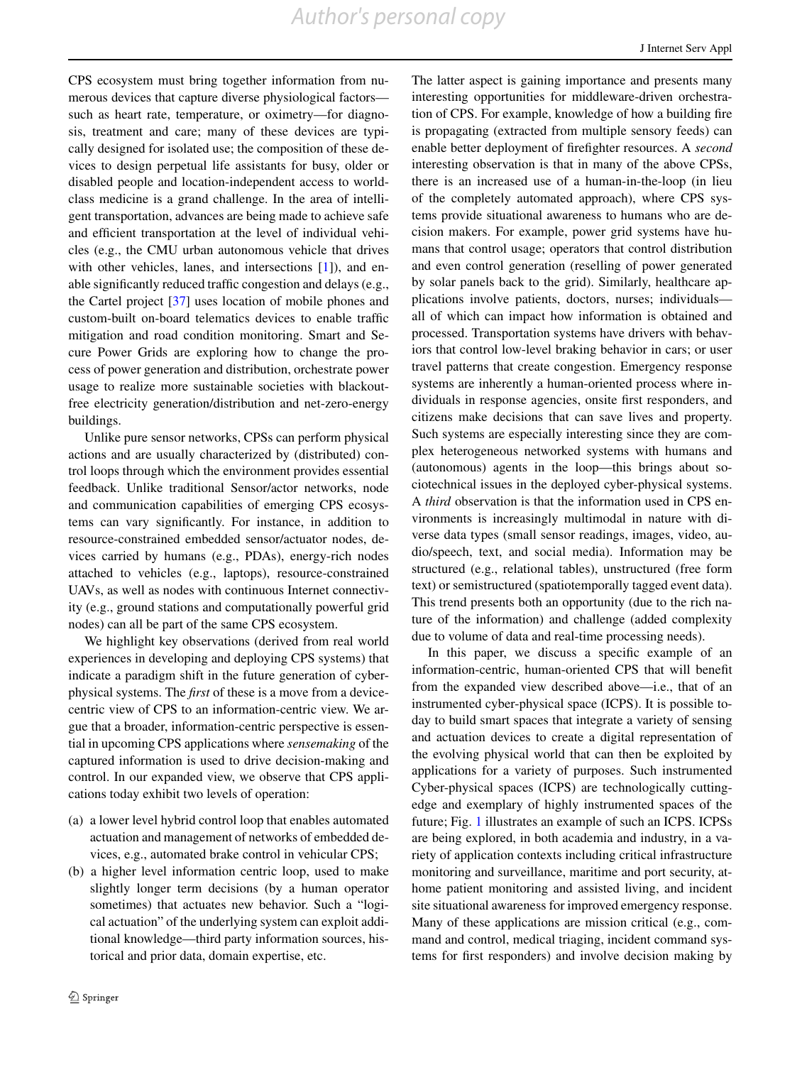CPS ecosystem must bring together information from numerous devices that capture diverse physiological factors—such as heart rate, temperature, or oximetry—for diagnosis, treatment and care; many of these devices are typically designed for isolated use; the composition of these devices to design perpetual life assistants for busy, older or disabled people and location-independent access to world-class medicine is a grand challenge. In the area of intelligent transportation, advances are being made to achieve safe and efficient transportation at the level of individual vehicles (e.g., the CMU urban autonomous vehicle that drives with other vehicles, lanes, and intersections [1]), and enable significantly reduced traffic congestion and delays (e.g., the Cartel project [37] uses location of mobile phones and custom-built on-board telematics devices to enable traffic mitigation and road condition monitoring. Smart and Secure Power Grids are exploring how to change the process of power generation and distribution, orchestrate power usage to realize more sustainable societies with blackout-free electricity generation/distribution and net-zero-energy buildings.

Unlike pure sensor networks, CPSs can perform physical actions and are usually characterized by (distributed) control loops through which the environment provides essential feedback. Unlike traditional Sensor/actor networks, node and communication capabilities of emerging CPS ecosystems can vary significantly. For instance, in addition to resource-constrained embedded sensor/actuator nodes, devices carried by humans (e.g., PDAs), energy-rich nodes attached to vehicles (e.g., laptops), resource-constrained UAVs, as well as nodes with continuous Internet connectivity (e.g., ground stations and computationally powerful grid nodes) can all be part of the same CPS ecosystem.

We highlight key observations (derived from real world experiences in developing and deploying CPS systems) that indicate a paradigm shift in the future generation of cyber-physical systems. The *first* of these is a move from a device-centric view of CPS to an information-centric view. We argue that a broader, information-centric perspective is essential in upcoming CPS applications where *sensemaking* of the captured information is used to drive decision-making and control. In our expanded view, we observe that CPS applications today exhibit two levels of operation:

(a) a lower level hybrid control loop that enables automated actuation and management of networks of embedded devices, e.g., automated brake control in vehicular CPS;

(b) a higher level information centric loop, used to make slightly longer term decisions (by a human operator sometimes) that actuates new behavior. Such a "logical actuation" of the underlying system can exploit additional knowledge—third party information sources, historical and prior data, domain expertise, etc.

The latter aspect is gaining importance and presents many interesting opportunities for middleware-driven orchestration of CPS. For example, knowledge of how a building fire is propagating (extracted from multiple sensory feeds) can enable better deployment of firefighter resources. A *second* interesting observation is that in many of the above CPSs, there is an increased use of a human-in-the-loop (in lieu of the completely automated approach), where CPS systems provide situational awareness to humans who are decision makers. For example, power grid systems have humans that control usage; operators that control distribution and even control generation (reselling of power generated by solar panels back to the grid). Similarly, healthcare applications involve patients, doctors, nurses; individuals—all of which can impact how information is obtained and processed. Transportation systems have drivers with behaviors that control low-level braking behavior in cars; or user travel patterns that create congestion. Emergency response systems are inherently a human-oriented process where individuals in response agencies, onsite first responders, and citizens make decisions that can save lives and property. Such systems are especially interesting since they are complex heterogeneous networked systems with humans and (autonomous) agents in the loop—this brings about sociotechnical issues in the deployed cyber-physical systems. A *third* observation is that the information used in CPS environments is increasingly multimodal in nature with diverse data types (small sensor readings, images, video, audio/speech, text, and social media). Information may be structured (e.g., relational tables), unstructured (free form text) or semistructured (spatiotemporally tagged event data). This trend presents both an opportunity (due to the rich nature of the information) and challenge (added complexity due to volume of data and real-time processing needs).

In this paper, we discuss a specific example of an information-centric, human-oriented CPS that will benefit from the expanded view described above—i.e., that of an instrumented cyber-physical space (ICPS). It is possible today to build smart spaces that integrate a variety of sensing and actuation devices to create a digital representation of the evolving physical world that can then be exploited by applications for a variety of purposes. Such instrumented Cyber-physical spaces (ICPS) are technologically cutting-edge and exemplary of highly instrumented spaces of the future; Fig. 1 illustrates an example of such an ICPS. ICPSs are being explored, in both academia and industry, in a variety of application contexts including critical infrastructure monitoring and surveillance, maritime and port security, at-home patient monitoring and assisted living, and incident site situational awareness for improved emergency response. Many of these applications are mission critical (e.g., command and control, medical triaging, incident command systems for first responders) and involve decision making by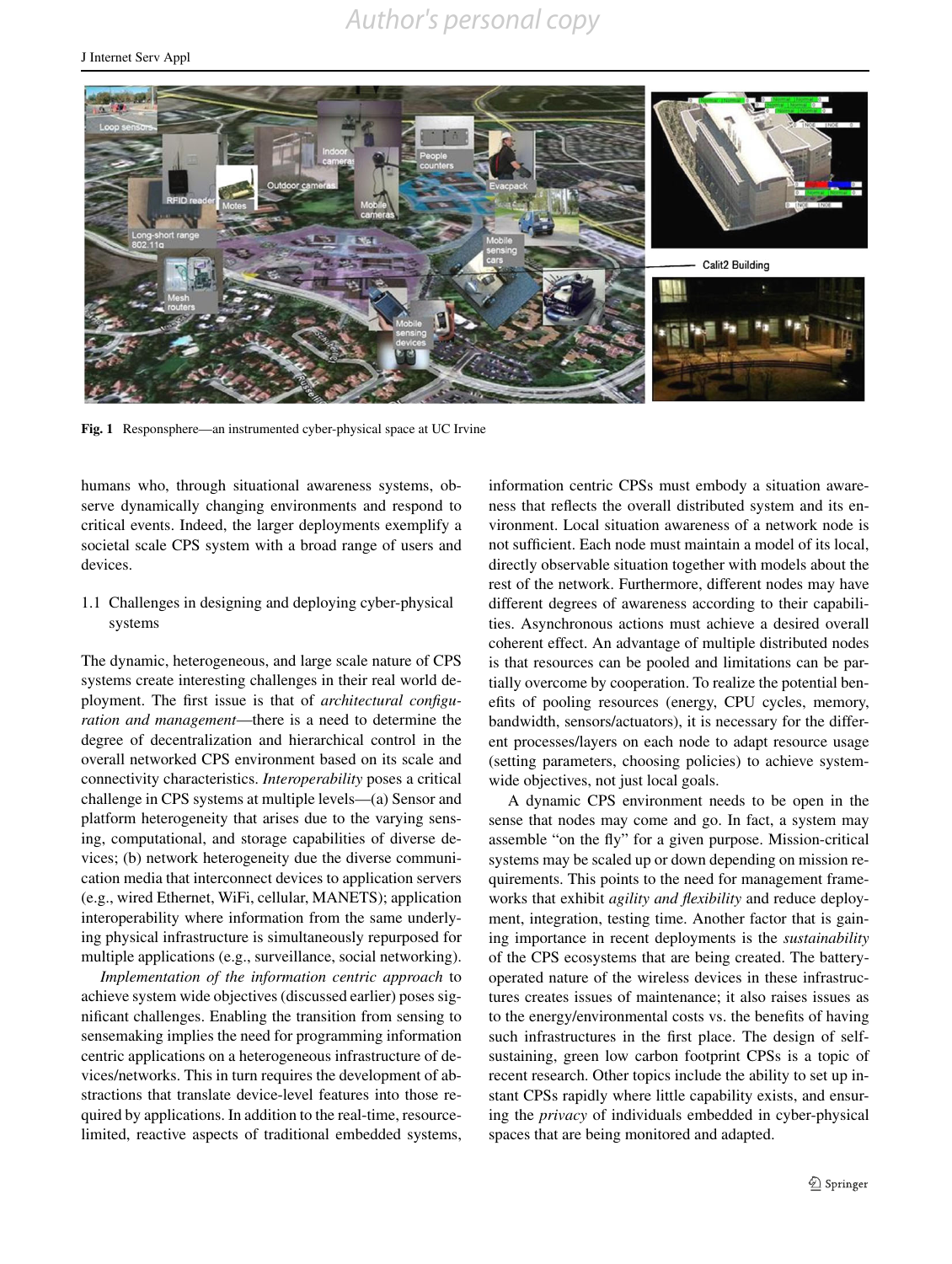Fig. 1 Responsphere—an instrumented cyber-physical space at UC Irvine

humans who, through situational awareness systems, observe dynamically changing environments and respond to critical events. Indeed, the larger deployments exemplify a societal scale CPS system with a broad range of users and devices.

### 1.1 Challenges in designing and deploying cyber-physical systems

The dynamic, heterogeneous, and large scale nature of CPS systems create interesting challenges in their real world deployment. The first issue is that of *architectural configuration and management*—there is a need to determine the degree of decentralization and hierarchical control in the overall networked CPS environment based on its scale and connectivity characteristics. *Interoperability* poses a critical challenge in CPS systems at multiple levels—(a) Sensor and platform heterogeneity that arises due to the varying sensing, computational, and storage capabilities of diverse devices; (b) network heterogeneity due the diverse communication media that interconnect devices to application servers (e.g., wired Ethernet, WiFi, cellular, MANETS); application interoperability where information from the same underlying physical infrastructure is simultaneously repurposed for multiple applications (e.g., surveillance, social networking).

*Implementation of the information centric approach* to achieve system wide objectives (discussed earlier) poses significant challenges. Enabling the transition from sensing to sensemaking implies the need for programming information centric applications on a heterogeneous infrastructure of devices/networks. This in turn requires the development of abstractions that translate device-level features into those required by applications. In addition to the real-time, resource-limited, reactive aspects of traditional embedded systems, information centric CPSs must embody a situation awareness that reflects the overall distributed system and its environment. Local situation awareness of a network node is not sufficient. Each node must maintain a model of its local, directly observable situation together with models about the rest of the network. Furthermore, different nodes may have different degrees of awareness according to their capabilities. Asynchronous actions must achieve a desired overall coherent effect. An advantage of multiple distributed nodes is that resources can be pooled and limitations can be partially overcome by cooperation. To realize the potential benefits of pooling resources (energy, CPU cycles, memory, bandwidth, sensors/actuators), it is necessary for the different processes/layers on each node to adapt resource usage (setting parameters, choosing policies) to achieve system-wide objectives, not just local goals.

A dynamic CPS environment needs to be open in the sense that nodes may come and go. In fact, a system may assemble "on the fly" for a given purpose. Mission-critical systems may be scaled up or down depending on mission requirements. This points to the need for management frameworks that exhibit *agility and flexibility* and reduce deployment, integration, testing time. Another factor that is gaining importance in recent deployments is the *sustainability* of the CPS ecosystems that are being created. The battery-operated nature of the wireless devices in these infrastructures creates issues of maintenance; it also raises issues as to the energy/environmental costs vs. the benefits of having such infrastructures in the first place. The design of self-sustaining, green low carbon footprint CPSs is a topic of recent research. Other topics include the ability to set up instant CPSs rapidly where little capability exists, and ensuring the *privacy* of individuals embedded in cyber-physical spaces that are being monitored and adapted.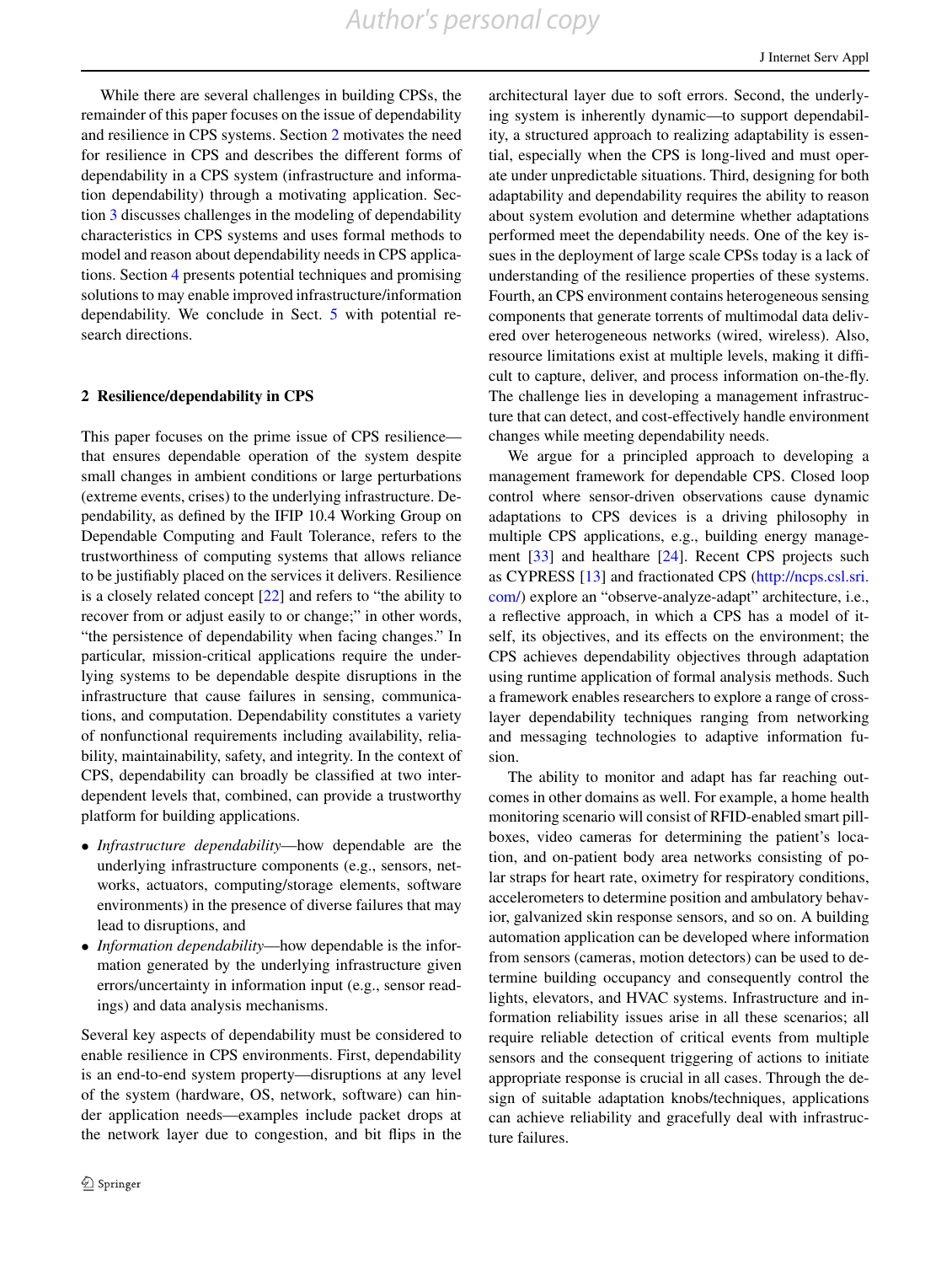While there are several challenges in building CPSs, the remainder of this paper focuses on the issue of dependability and resilience in CPS systems. Section 2 motivates the need for resilience in CPS and describes the different forms of dependability in a CPS system (infrastructure and information dependability) through a motivating application. Section 3 discusses challenges in the modeling of dependability characteristics in CPS systems and uses formal methods to model and reason about dependability needs in CPS applications. Section 4 presents potential techniques and promising solutions to may enable improved infrastructure/information dependability. We conclude in Sect. 5 with potential research directions.

## 2 Resilience/dependability in CPS

This paper focuses on the prime issue of CPS resilience—that ensures dependable operation of the system despite small changes in ambient conditions or large perturbations (extreme events, crises) to the underlying infrastructure. Dependability, as defined by the IFIP 10.4 Working Group on Dependable Computing and Fault Tolerance, refers to the trustworthiness of computing systems that allows reliance to be justifiably placed on the services it delivers. Resilience is a closely related concept [22] and refers to "the ability to recover from or adjust easily to or change;" in other words, "the persistence of dependability when facing changes." In particular, mission-critical applications require the underlying systems to be dependable despite disruptions in the infrastructure that cause failures in sensing, communications, and computation. Dependability constitutes a variety of nonfunctional requirements including availability, reliability, maintainability, safety, and integrity. In the context of CPS, dependability can broadly be classified at two interdependent levels that, combined, can provide a trustworthy platform for building applications.

- *Infrastructure dependability*—how dependable are the underlying infrastructure components (e.g., sensors, networks, actuators, computing/storage elements, software environments) in the presence of diverse failures that may lead to disruptions, and
- *Information dependability*—how dependable is the information generated by the underlying infrastructure given errors/uncertainty in information input (e.g., sensor readings) and data analysis mechanisms.

Several key aspects of dependability must be considered to enable resilience in CPS environments. First, dependability is an end-to-end system property—disruptions at any level of the system (hardware, OS, network, software) can hinder application needs—examples include packet drops at the network layer due to congestion, and bit flips in the architectural layer due to soft errors. Second, the underlying system is inherently dynamic—to support dependability, a structured approach to realizing adaptability is essential, especially when the CPS is long-lived and must operate under unpredictable situations. Third, designing for both adaptability and dependability requires the ability to reason about system evolution and determine whether adaptations performed meet the dependability needs. One of the key issues in the deployment of large scale CPSs today is a lack of understanding of the resilience properties of these systems. Fourth, an CPS environment contains heterogeneous sensing components that generate torrents of multimodal data delivered over heterogeneous networks (wired, wireless). Also, resource limitations exist at multiple levels, making it difficult to capture, deliver, and process information on-the-fly. The challenge lies in developing a management infrastructure that can detect, and cost-effectively handle environment changes while meeting dependability needs.

We argue for a principled approach to developing a management framework for dependable CPS. Closed loop control where sensor-driven observations cause dynamic adaptations to CPS devices is a driving philosophy in multiple CPS applications, e.g., building energy management [33] and healthare [24]. Recent CPS projects such as CYPRESS [13] and fractionated CPS (http://ncps.csl.sri.com/) explore an "observe-analyze-adapt" architecture, i.e., a reflective approach, in which a CPS has a model of itself, its objectives, and its effects on the environment; the CPS achieves dependability objectives through adaptation using runtime application of formal analysis methods. Such a framework enables researchers to explore a range of cross-layer dependability techniques ranging from networking and messaging technologies to adaptive information fusion.

The ability to monitor and adapt has far reaching outcomes in other domains as well. For example, a home health monitoring scenario will consist of RFID-enabled smart pillboxes, video cameras for determining the patient's location, and on-patient body area networks consisting of polar straps for heart rate, oximetry for respiratory conditions, accelerometers to determine position and ambulatory behavior, galvanized skin response sensors, and so on. A building automation application can be developed where information from sensors (cameras, motion detectors) can be used to determine building occupancy and consequently control the lights, elevators, and HVAC systems. Infrastructure and information reliability issues arise in all these scenarios; all require reliable detection of critical events from multiple sensors and the consequent triggering of actions to initiate appropriate response is crucial in all cases. Through the design of suitable adaptation knobs/techniques, applications can achieve reliability and gracefully deal with infrastructure failures.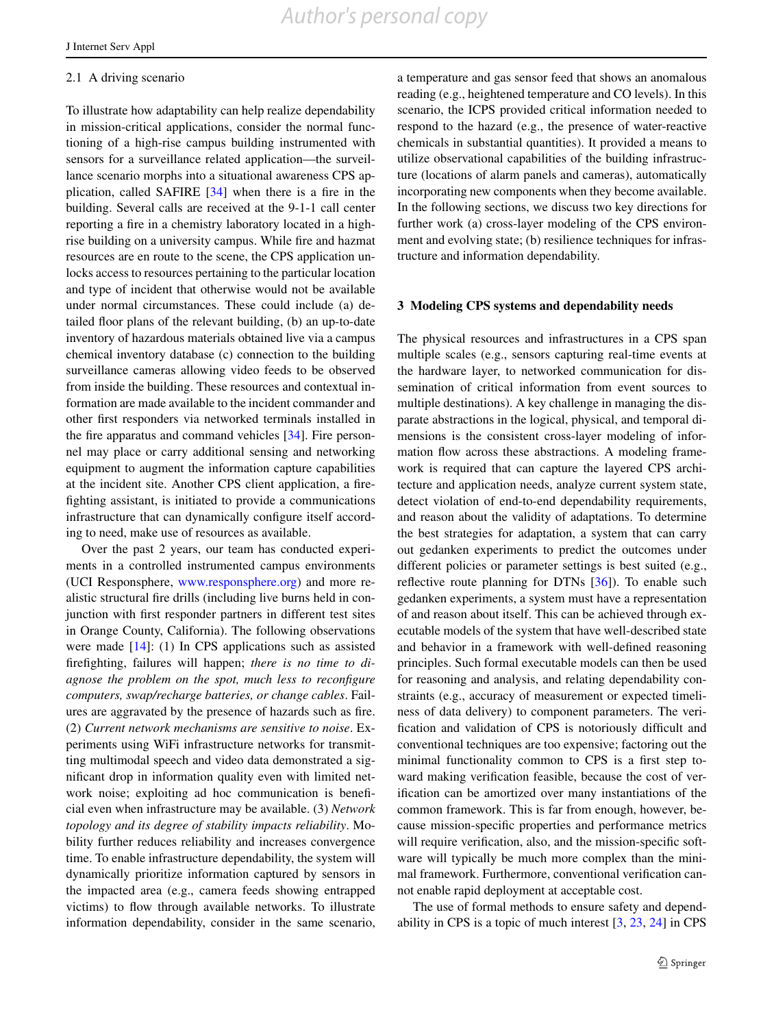### 2.1 A driving scenario

To illustrate how adaptability can help realize dependability in mission-critical applications, consider the normal functioning of a high-rise campus building instrumented with sensors for a surveillance related application—the surveillance scenario morphs into a situational awareness CPS application, called SAFIRE [34] when there is a fire in the building. Several calls are received at the 9-1-1 call center reporting a fire in a chemistry laboratory located in a high-rise building on a university campus. While fire and hazmat resources are en route to the scene, the CPS application unlocks access to resources pertaining to the particular location and type of incident that otherwise would not be available under normal circumstances. These could include (a) detailed floor plans of the relevant building, (b) an up-to-date inventory of hazardous materials obtained live via a campus chemical inventory database (c) connection to the building surveillance cameras allowing video feeds to be observed from inside the building. These resources and contextual information are made available to the incident commander and other first responders via networked terminals installed in the fire apparatus and command vehicles [34]. Fire personnel may place or carry additional sensing and networking equipment to augment the information capture capabilities at the incident site. Another CPS client application, a firefighting assistant, is initiated to provide a communications infrastructure that can dynamically configure itself according to need, make use of resources as available.

Over the past 2 years, our team has conducted experiments in a controlled instrumented campus environments (UCI Responsphere, www.responsphere.org) and more realistic structural fire drills (including live burns held in conjunction with first responder partners in different test sites in Orange County, California). The following observations were made [14]: (1) In CPS applications such as assisted firefighting, failures will happen; *there is no time to diagnose the problem on the spot, much less to reconfigure computers, swap/recharge batteries, or change cables*. Failures are aggravated by the presence of hazards such as fire. (2) *Current network mechanisms are sensitive to noise*. Experiments using WiFi infrastructure networks for transmitting multimodal speech and video data demonstrated a significant drop in information quality even with limited network noise; exploiting ad hoc communication is beneficial even when infrastructure may be available. (3) *Network topology and its degree of stability impacts reliability*. Mobility further reduces reliability and increases convergence time. To enable infrastructure dependability, the system will dynamically prioritize information captured by sensors in the impacted area (e.g., camera feeds showing entrapped victims) to flow through available networks. To illustrate information dependability, consider in the same scenario, a temperature and gas sensor feed that shows an anomalous reading (e.g., heightened temperature and CO levels). In this scenario, the ICPS provided critical information needed to respond to the hazard (e.g., the presence of water-reactive chemicals in substantial quantities). It provided a means to utilize observational capabilities of the building infrastructure (locations of alarm panels and cameras), automatically incorporating new components when they become available. In the following sections, we discuss two key directions for further work (a) cross-layer modeling of the CPS environment and evolving state; (b) resilience techniques for infrastructure and information dependability.

## 3 Modeling CPS systems and dependability needs

The physical resources and infrastructures in a CPS span multiple scales (e.g., sensors capturing real-time events at the hardware layer, to networked communication for dissemination of critical information from event sources to multiple destinations). A key challenge in managing the disparate abstractions in the logical, physical, and temporal dimensions is the consistent cross-layer modeling of information flow across these abstractions. A modeling framework is required that can capture the layered CPS architecture and application needs, analyze current system state, detect violation of end-to-end dependability requirements, and reason about the validity of adaptations. To determine the best strategies for adaptation, a system that can carry out gedanken experiments to predict the outcomes under different policies or parameter settings is best suited (e.g., reflective route planning for DTNs [36]). To enable such gedanken experiments, a system must have a representation of and reason about itself. This can be achieved through executable models of the system that have well-described state and behavior in a framework with well-defined reasoning principles. Such formal executable models can then be used for reasoning and analysis, and relating dependability constraints (e.g., accuracy of measurement or expected timeliness of data delivery) to component parameters. The verification and validation of CPS is notoriously difficult and conventional techniques are too expensive; factoring out the minimal functionality common to CPS is a first step toward making verification feasible, because the cost of verification can be amortized over many instantiations of the common framework. This is far from enough, however, because mission-specific properties and performance metrics will require verification, also, and the mission-specific software will typically be much more complex than the minimal framework. Furthermore, conventional verification cannot enable rapid deployment at acceptable cost.

The use of formal methods to ensure safety and dependability in CPS is a topic of much interest [3, 23, 24] in CPS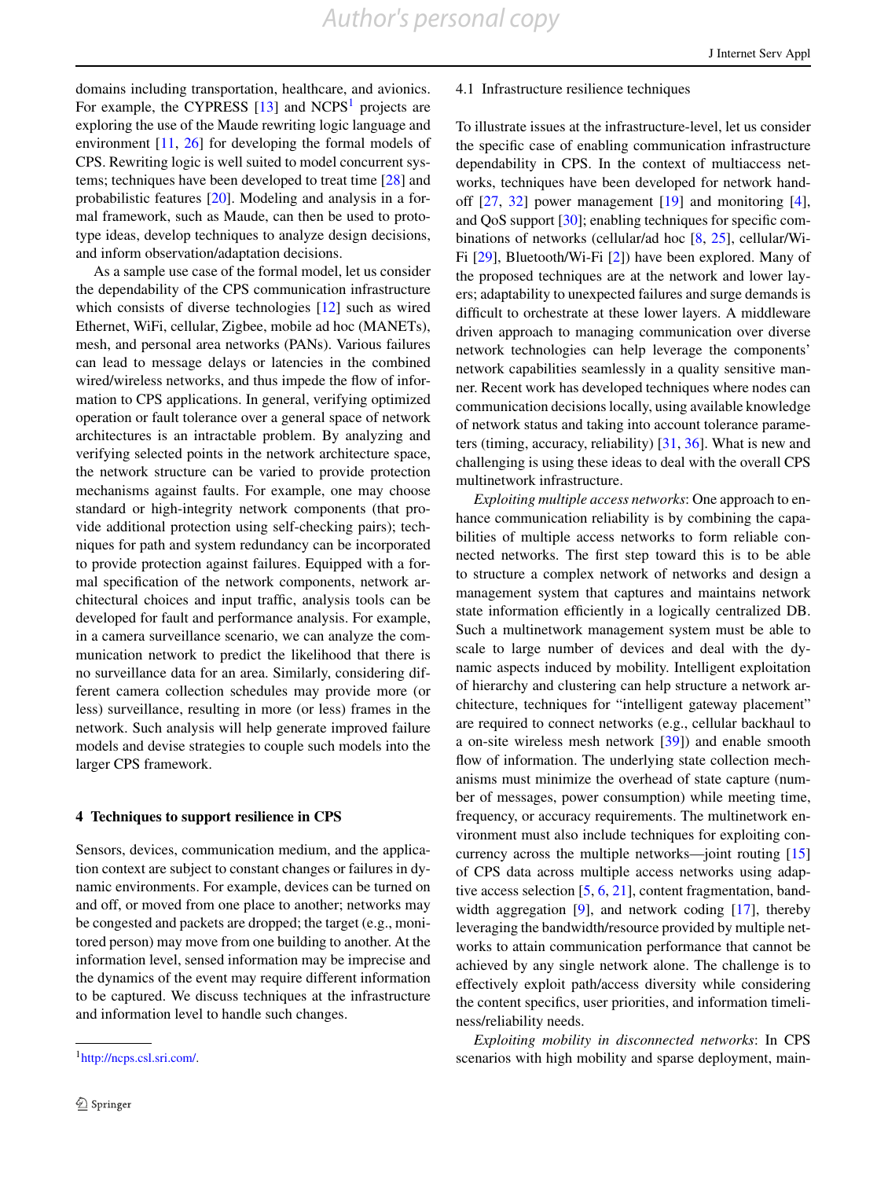domains including transportation, healthcare, and avionics. For example, the CYPRESS [13] and NCPS[1] projects are exploring the use of the Maude rewriting logic language and environment [11, 26] for developing the formal models of CPS. Rewriting logic is well suited to model concurrent systems; techniques have been developed to treat time [28] and probabilistic features [20]. Modeling and analysis in a formal framework, such as Maude, can then be used to prototype ideas, develop techniques to analyze design decisions, and inform observation/adaptation decisions.

As a sample use case of the formal model, let us consider the dependability of the CPS communication infrastructure which consists of diverse technologies [12] such as wired Ethernet, WiFi, cellular, Zigbee, mobile ad hoc (MANETs), mesh, and personal area networks (PANs). Various failures can lead to message delays or latencies in the combined wired/wireless networks, and thus impede the flow of information to CPS applications. In general, verifying optimized operation or fault tolerance over a general space of network architectures is an intractable problem. By analyzing and verifying selected points in the network architecture space, the network structure can be varied to provide protection mechanisms against faults. For example, one may choose standard or high-integrity network components (that provide additional protection using self-checking pairs); techniques for path and system redundancy can be incorporated to provide protection against failures. Equipped with a formal specification of the network components, network architectural choices and input traffic, analysis tools can be developed for fault and performance analysis. For example, in a camera surveillance scenario, we can analyze the communication network to predict the likelihood that there is no surveillance data for an area. Similarly, considering different camera collection schedules may provide more (or less) surveillance, resulting in more (or less) frames in the network. Such analysis will help generate improved failure models and devise strategies to couple such models into the larger CPS framework.

## 4 Techniques to support resilience in CPS

Sensors, devices, communication medium, and the application context are subject to constant changes or failures in dynamic environments. For example, devices can be turned on and off, or moved from one place to another; networks may be congested and packets are dropped; the target (e.g., monitored person) may move from one building to another. At the information level, sensed information may be imprecise and the dynamics of the event may require different information to be captured. We discuss techniques at the infrastructure and information level to handle such changes.

### 4.1 Infrastructure resilience techniques

To illustrate issues at the infrastructure-level, let us consider the specific case of enabling communication infrastructure dependability in CPS. In the context of multiaccess networks, techniques have been developed for network handoff [27, 32] power management [19] and monitoring [4], and QoS support [30]; enabling techniques for specific combinations of networks (cellular/ad hoc [8, 25], cellular/Wi-Fi [29], Bluetooth/Wi-Fi [2]) have been explored. Many of the proposed techniques are at the network and lower layers; adaptability to unexpected failures and surge demands is difficult to orchestrate at these lower layers. A middleware driven approach to managing communication over diverse network technologies can help leverage the components' network capabilities seamlessly in a quality sensitive manner. Recent work has developed techniques where nodes can communication decisions locally, using available knowledge of network status and taking into account tolerance parameters (timing, accuracy, reliability) [31, 36]. What is new and challenging is using these ideas to deal with the overall CPS multinetwork infrastructure.

*Exploiting multiple access networks*: One approach to enhance communication reliability is by combining the capabilities of multiple access networks to form reliable connected networks. The first step toward this is to be able to structure a complex network of networks and design a management system that captures and maintains network state information efficiently in a logically centralized DB. Such a multinetwork management system must be able to scale to large number of devices and deal with the dynamic aspects induced by mobility. Intelligent exploitation of hierarchy and clustering can help structure a network architecture, techniques for "intelligent gateway placement" are required to connect networks (e.g., cellular backhaul to a on-site wireless mesh network [39]) and enable smooth flow of information. The underlying state collection mechanisms must minimize the overhead of state capture (number of messages, power consumption) while meeting time, frequency, or accuracy requirements. The multinetwork environment must also include techniques for exploiting concurrency across the multiple networks—joint routing [15] of CPS data across multiple access networks using adaptive access selection [5, 6, 21], content fragmentation, bandwidth aggregation [9], and network coding [17], thereby leveraging the bandwidth/resource provided by multiple networks to attain communication performance that cannot be achieved by any single network alone. The challenge is to effectively exploit path/access diversity while considering the content specifics, user priorities, and information timeliness/reliability needs.

*Exploiting mobility in disconnected networks*: In CPS scenarios with high mobility and sparse deployment, main-

[1] http://ncps.csl.sri.com/.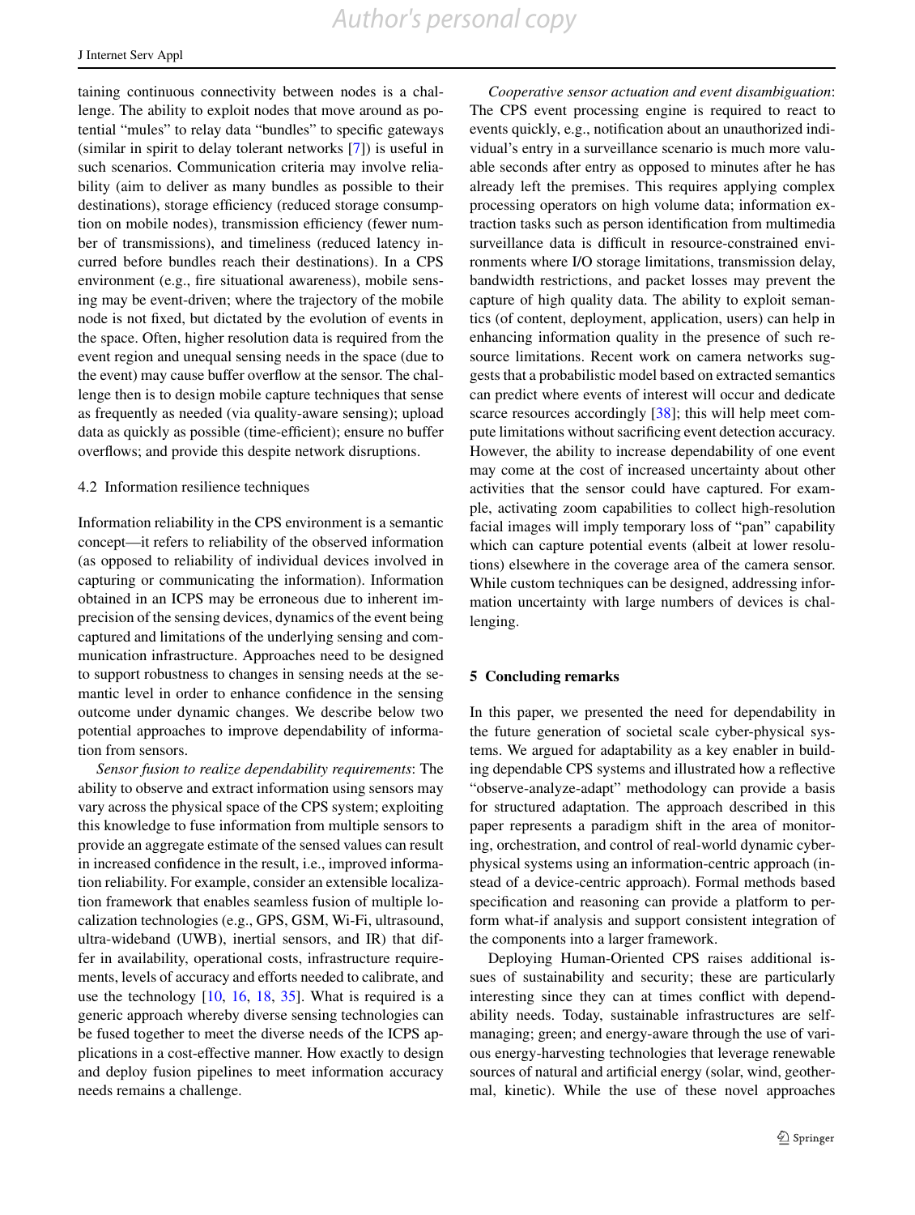taining continuous connectivity between nodes is a challenge. The ability to exploit nodes that move around as potential "mules" to relay data "bundles" to specific gateways (similar in spirit to delay tolerant networks [7]) is useful in such scenarios. Communication criteria may involve reliability (aim to deliver as many bundles as possible to their destinations), storage efficiency (reduced storage consumption on mobile nodes), transmission efficiency (fewer number of transmissions), and timeliness (reduced latency incurred before bundles reach their destinations). In a CPS environment (e.g., fire situational awareness), mobile sensing may be event-driven; where the trajectory of the mobile node is not fixed, but dictated by the evolution of events in the space. Often, higher resolution data is required from the event region and unequal sensing needs in the space (due to the event) may cause buffer overflow at the sensor. The challenge then is to design mobile capture techniques that sense as frequently as needed (via quality-aware sensing); upload data as quickly as possible (time-efficient); ensure no buffer overflows; and provide this despite network disruptions.

### 4.2 Information resilience techniques

Information reliability in the CPS environment is a semantic concept—it refers to reliability of the observed information (as opposed to reliability of individual devices involved in capturing or communicating the information). Information obtained in an ICPS may be erroneous due to inherent imprecision of the sensing devices, dynamics of the event being captured and limitations of the underlying sensing and communication infrastructure. Approaches need to be designed to support robustness to changes in sensing needs at the semantic level in order to enhance confidence in the sensing outcome under dynamic changes. We describe below two potential approaches to improve dependability of information from sensors.

*Sensor fusion to realize dependability requirements*: The ability to observe and extract information using sensors may vary across the physical space of the CPS system; exploiting this knowledge to fuse information from multiple sensors to provide an aggregate estimate of the sensed values can result in increased confidence in the result, i.e., improved information reliability. For example, consider an extensible localization framework that enables seamless fusion of multiple localization technologies (e.g., GPS, GSM, Wi-Fi, ultrasound, ultra-wideband (UWB), inertial sensors, and IR) that differ in availability, operational costs, infrastructure requirements, levels of accuracy and efforts needed to calibrate, and use the technology [10, 16, 18, 35]. What is required is a generic approach whereby diverse sensing technologies can be fused together to meet the diverse needs of the ICPS applications in a cost-effective manner. How exactly to design and deploy fusion pipelines to meet information accuracy needs remains a challenge.

*Cooperative sensor actuation and event disambiguation*: The CPS event processing engine is required to react to events quickly, e.g., notification about an unauthorized individual's entry in a surveillance scenario is much more valuable seconds after entry as opposed to minutes after he has already left the premises. This requires applying complex processing operators on high volume data; information extraction tasks such as person identification from multimedia surveillance data is difficult in resource-constrained environments where I/O storage limitations, transmission delay, bandwidth restrictions, and packet losses may prevent the capture of high quality data. The ability to exploit semantics (of content, deployment, application, users) can help in enhancing information quality in the presence of such resource limitations. Recent work on camera networks suggests that a probabilistic model based on extracted semantics can predict where events of interest will occur and dedicate scarce resources accordingly [38]; this will help meet compute limitations without sacrificing event detection accuracy. However, the ability to increase dependability of one event may come at the cost of increased uncertainty about other activities that the sensor could have captured. For example, activating zoom capabilities to collect high-resolution facial images will imply temporary loss of "pan" capability which can capture potential events (albeit at lower resolutions) elsewhere in the coverage area of the camera sensor. While custom techniques can be designed, addressing information uncertainty with large numbers of devices is challenging.

## 5 Concluding remarks

In this paper, we presented the need for dependability in the future generation of societal scale cyber-physical systems. We argued for adaptability as a key enabler in building dependable CPS systems and illustrated how a reflective "observe-analyze-adapt" methodology can provide a basis for structured adaptation. The approach described in this paper represents a paradigm shift in the area of monitoring, orchestration, and control of real-world dynamic cyber-physical systems using an information-centric approach (instead of a device-centric approach). Formal methods based specification and reasoning can provide a platform to perform what-if analysis and support consistent integration of the components into a larger framework.

Deploying Human-Oriented CPS raises additional issues of sustainability and security; these are particularly interesting since they can at times conflict with dependability needs. Today, sustainable infrastructures are self-managing; green; and energy-aware through the use of various energy-harvesting technologies that leverage renewable sources of natural and artificial energy (solar, wind, geothermal, kinetic). While the use of these novel approaches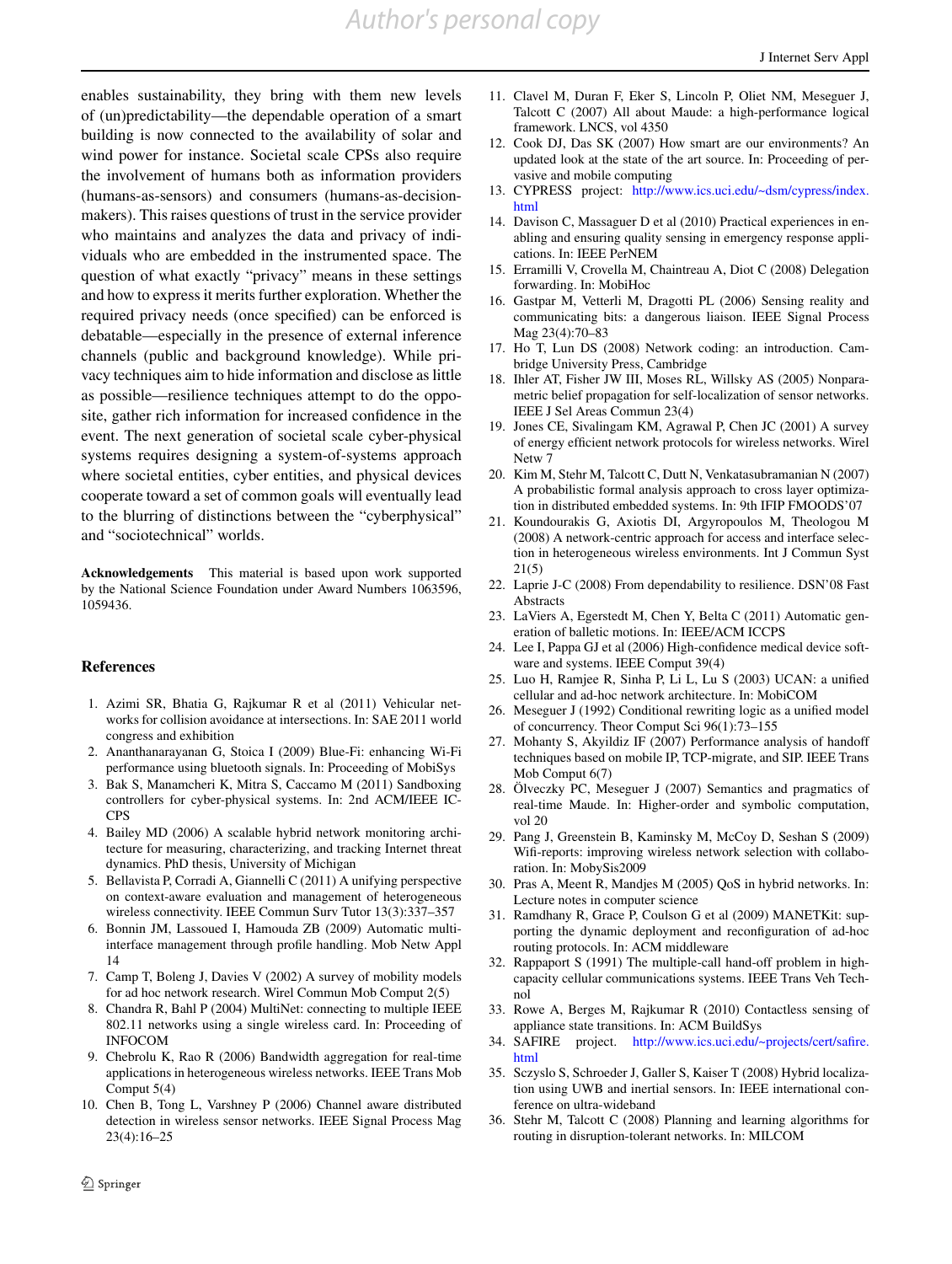enables sustainability, they bring with them new levels of (un)predictability—the dependable operation of a smart building is now connected to the availability of solar and wind power for instance. Societal scale CPSs also require the involvement of humans both as information providers (humans-as-sensors) and consumers (humans-as-decision-makers). This raises questions of trust in the service provider who maintains and analyzes the data and privacy of individuals who are embedded in the instrumented space. The question of what exactly "privacy" means in these settings and how to express it merits further exploration. Whether the required privacy needs (once specified) can be enforced is debatable—especially in the presence of external inference channels (public and background knowledge). While privacy techniques aim to hide information and disclose as little as possible—resilience techniques attempt to do the opposite, gather rich information for increased confidence in the event. The next generation of societal scale cyber-physical systems requires designing a system-of-systems approach where societal entities, cyber entities, and physical devices cooperate toward a set of common goals will eventually lead to the blurring of distinctions between the "cyberphysical" and "sociotechnical" worlds.

**Acknowledgements** This material is based upon work supported by the National Science Foundation under Award Numbers 1063596, 1059436.

## References

1. Azimi SR, Bhatia G, Rajkumar R et al (2011) Vehicular networks for collision avoidance at intersections. In: SAE 2011 world congress and exhibition
2. Ananthanarayanan G, Stoica I (2009) Blue-Fi: enhancing Wi-Fi performance using bluetooth signals. In: Proceeding of MobiSys
3. Bak S, Manamcheri K, Mitra S, Caccamo M (2011) Sandboxing controllers for cyber-physical systems. In: 2nd ACM/IEEE ICCPS
4. Bailey MD (2006) A scalable hybrid network monitoring architecture for measuring, characterizing, and tracking Internet threat dynamics. PhD thesis, University of Michigan
5. Bellavista P, Corradi A, Giannelli C (2011) A unifying perspective on context-aware evaluation and management of heterogeneous wireless connectivity. IEEE Commun Surv Tutor 13(3):337–357
6. Bonnin JM, Lassoued I, Hamouda ZB (2009) Automatic multi-interface management through profile handling. Mob Netw Appl 14
7. Camp T, Boleng J, Davies V (2002) A survey of mobility models for ad hoc network research. Wirel Commun Mob Comput 2(5)
8. Chandra R, Bahl P (2004) MultiNet: connecting to multiple IEEE 802.11 networks using a single wireless card. In: Proceeding of INFOCOM
9. Chebrolu K, Rao R (2006) Bandwidth aggregation for real-time applications in heterogeneous wireless networks. IEEE Trans Mob Comput 5(4)
10. Chen B, Tong L, Varshney P (2006) Channel aware distributed detection in wireless sensor networks. IEEE Signal Process Mag 23(4):16–25
11. Clavel M, Duran F, Eker S, Lincoln P, Oliet NM, Meseguer J, Talcott C (2007) All about Maude: a high-performance logical framework. LNCS, vol 4350
12. Cook DJ, Das SK (2007) How smart are our environments? An updated look at the state of the art source. In: Proceeding of pervasive and mobile computing
13. CYPRESS project: http://www.ics.uci.edu/~dsm/cypress/index.html
14. Davison C, Massaguer D et al (2010) Practical experiences in enabling and ensuring quality sensing in emergency response applications. In: IEEE PerNEM
15. Erramilli V, Crovella M, Chaintreau A, Diot C (2008) Delegation forwarding. In: MobiHoc
16. Gastpar M, Vetterli M, Dragotti PL (2006) Sensing reality and communicating bits: a dangerous liaison. IEEE Signal Process Mag 23(4):70–83
17. Ho T, Lun DS (2008) Network coding: an introduction. Cambridge University Press, Cambridge
18. Ihler AT, Fisher JW III, Moses RL, Willsky AS (2005) Nonparametric belief propagation for self-localization of sensor networks. IEEE J Sel Areas Commun 23(4)
19. Jones CE, Sivalingam KM, Agrawal P, Chen JC (2001) A survey of energy efficient network protocols for wireless networks. Wirel Netw 7
20. Kim M, Stehr M, Talcott C, Dutt N, Venkatasubramanian N (2007) A probabilistic formal analysis approach to cross layer optimization in distributed embedded systems. In: 9th IFIP FMOODS'07
21. Koundourakis G, Axiotis DI, Argyropoulos M, Theologou M (2008) A network-centric approach for access and interface selection in heterogeneous wireless environments. Int J Commun Syst 21(5)
22. Laprie J-C (2008) From dependability to resilience. DSN'08 Fast Abstracts
23. LaViers A, Egerstedt M, Chen Y, Belta C (2011) Automatic generation of balletic motions. In: IEEE/ACM ICCPS
24. Lee I, Pappa GJ et al (2006) High-confidence medical device software and systems. IEEE Comput 39(4)
25. Luo H, Ramjee R, Sinha P, Li L, Lu S (2003) UCAN: a unified cellular and ad-hoc network architecture. In: MobiCOM
26. Meseguer J (1992) Conditional rewriting logic as a unified model of concurrency. Theor Comput Sci 96(1):73–155
27. Mohanty S, Akyildiz IF (2007) Performance analysis of handoff techniques based on mobile IP, TCP-migrate, and SIP. IEEE Trans Mob Comput 6(7)
28. Ölveczky PC, Meseguer J (2007) Semantics and pragmatics of real-time Maude. In: Higher-order and symbolic computation, vol 20
29. Pang J, Greenstein B, Kaminsky M, McCoy D, Seshan S (2009) Wifi-reports: improving wireless network selection with collaboration. In: MobySis2009
30. Pras A, Meent R, Mandjes M (2005) QoS in hybrid networks. In: Lecture notes in computer science
31. Ramdhany R, Grace P, Coulson G et al (2009) MANETKit: supporting the dynamic deployment and reconfiguration of ad-hoc routing protocols. In: ACM middleware
32. Rappaport S (1991) The multiple-call hand-off problem in high-capacity cellular communications systems. IEEE Trans Veh Technol
33. Rowe A, Berges M, Rajkumar R (2010) Contactless sensing of appliance state transitions. In: ACM BuildSys
34. SAFIRE project. http://www.ics.uci.edu/~projects/cert/safire.html
35. Sczyslo S, Schroeder J, Galler S, Kaiser T (2008) Hybrid localization using UWB and inertial sensors. In: IEEE international conference on ultra-wideband
36. Stehr M, Talcott C (2008) Planning and learning algorithms for routing in disruption-tolerant networks. In: MILCOM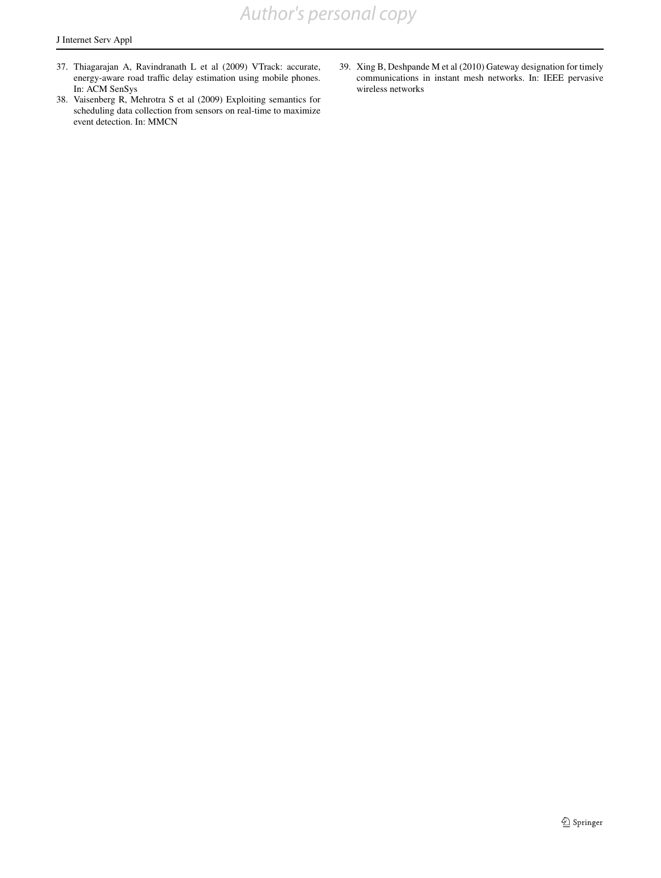37. Thiagarajan A, Ravindranath L et al (2009) VTrack: accurate, energy-aware road traffic delay estimation using mobile phones. In: ACM SenSys
38. Vaisenberg R, Mehrotra S et al (2009) Exploiting semantics for scheduling data collection from sensors on real-time to maximize event detection. In: MMCN
39. Xing B, Deshpande M et al (2010) Gateway designation for timely communications in instant mesh networks. In: IEEE pervasive wireless networks